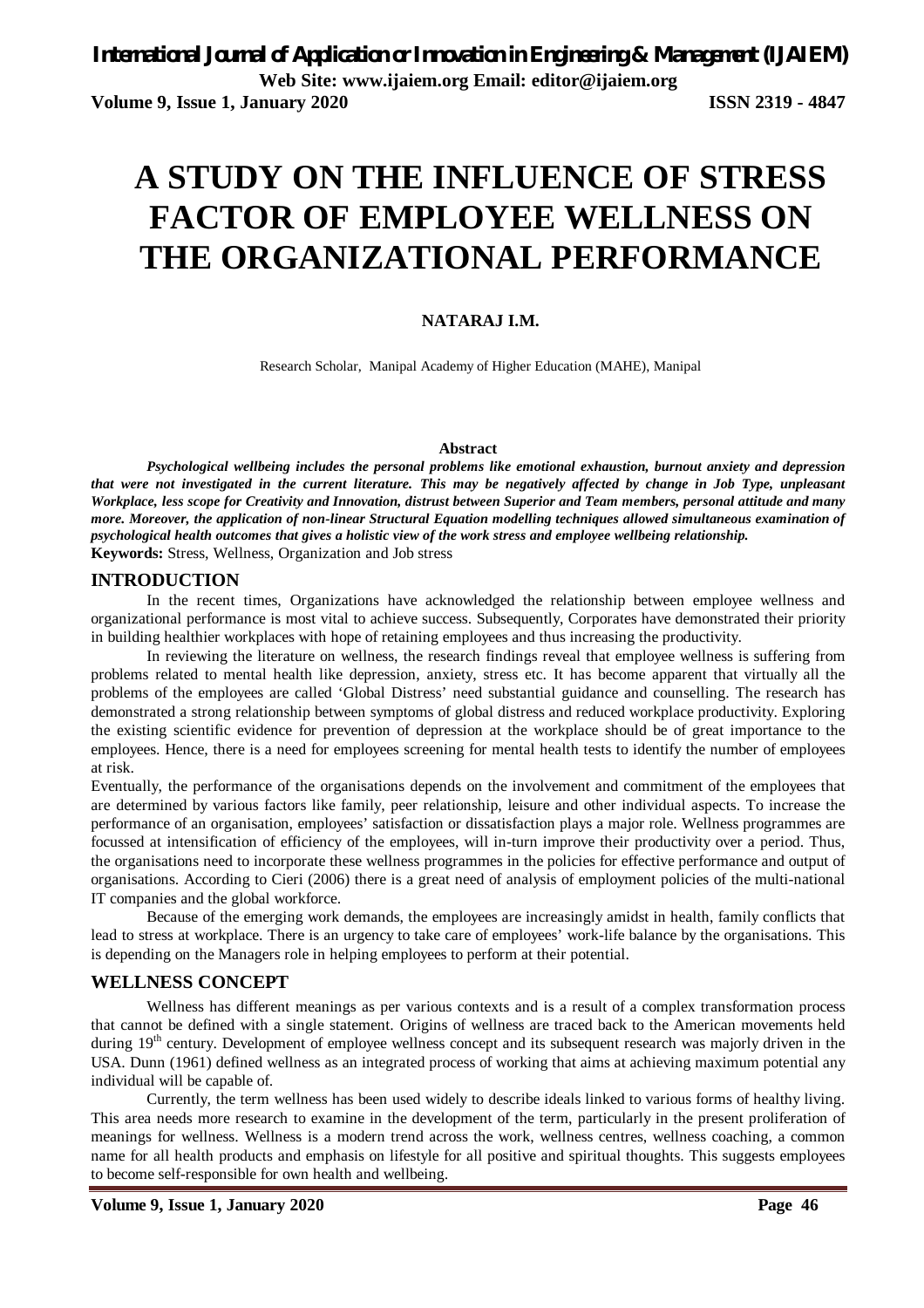# A STUDY ON THE INFLUENCE OF STRESS FACTOR OF EMPLOYEE WELLNESS ON THE ORGANIZATIONAL PERFORMANCE

**NATARAJ I.M.**

Research Scholar, Manipal Academy of Higher Education (MAHE), Manipal

**Abstract**

***Psychological wellbeing includes the personal problems like emotional exhaustion, burnout anxiety and depression that were not investigated in the current literature. This may be negatively affected by change in Job Type, unpleasant Workplace, less scope for Creativity and Innovation, distrust between Superior and Team members, personal attitude and many more. Moreover, the application of non-linear Structural Equation modelling techniques allowed simultaneous examination of psychological health outcomes that gives a holistic view of the work stress and employee wellbeing relationship.***

**Keywords:** Stress, Wellness, Organization and Job stress

## INTRODUCTION

In the recent times, Organizations have acknowledged the relationship between employee wellness and organizational performance is most vital to achieve success. Subsequently, Corporates have demonstrated their priority in building healthier workplaces with hope of retaining employees and thus increasing the productivity.

In reviewing the literature on wellness, the research findings reveal that employee wellness is suffering from problems related to mental health like depression, anxiety, stress etc. It has become apparent that virtually all the problems of the employees are called 'Global Distress' need substantial guidance and counselling. The research has demonstrated a strong relationship between symptoms of global distress and reduced workplace productivity. Exploring the existing scientific evidence for prevention of depression at the workplace should be of great importance to the employees. Hence, there is a need for employees screening for mental health tests to identify the number of employees at risk.

Eventually, the performance of the organisations depends on the involvement and commitment of the employees that are determined by various factors like family, peer relationship, leisure and other individual aspects. To increase the performance of an organisation, employees' satisfaction or dissatisfaction plays a major role. Wellness programmes are focussed at intensification of efficiency of the employees, will in-turn improve their productivity over a period. Thus, the organisations need to incorporate these wellness programmes in the policies for effective performance and output of organisations. According to Cieri (2006) there is a great need of analysis of employment policies of the multi-national IT companies and the global workforce.

Because of the emerging work demands, the employees are increasingly amidst in health, family conflicts that lead to stress at workplace. There is an urgency to take care of employees' work-life balance by the organisations. This is depending on the Managers role in helping employees to perform at their potential.

## WELLNESS CONCEPT

Wellness has different meanings as per various contexts and is a result of a complex transformation process that cannot be defined with a single statement. Origins of wellness are traced back to the American movements held during 19th century. Development of employee wellness concept and its subsequent research was majorly driven in the USA. Dunn (1961) defined wellness as an integrated process of working that aims at achieving maximum potential any individual will be capable of.

Currently, the term wellness has been used widely to describe ideals linked to various forms of healthy living. This area needs more research to examine in the development of the term, particularly in the present proliferation of meanings for wellness. Wellness is a modern trend across the work, wellness centres, wellness coaching, a common name for all health products and emphasis on lifestyle for all positive and spiritual thoughts. This suggests employees to become self-responsible for own health and wellbeing.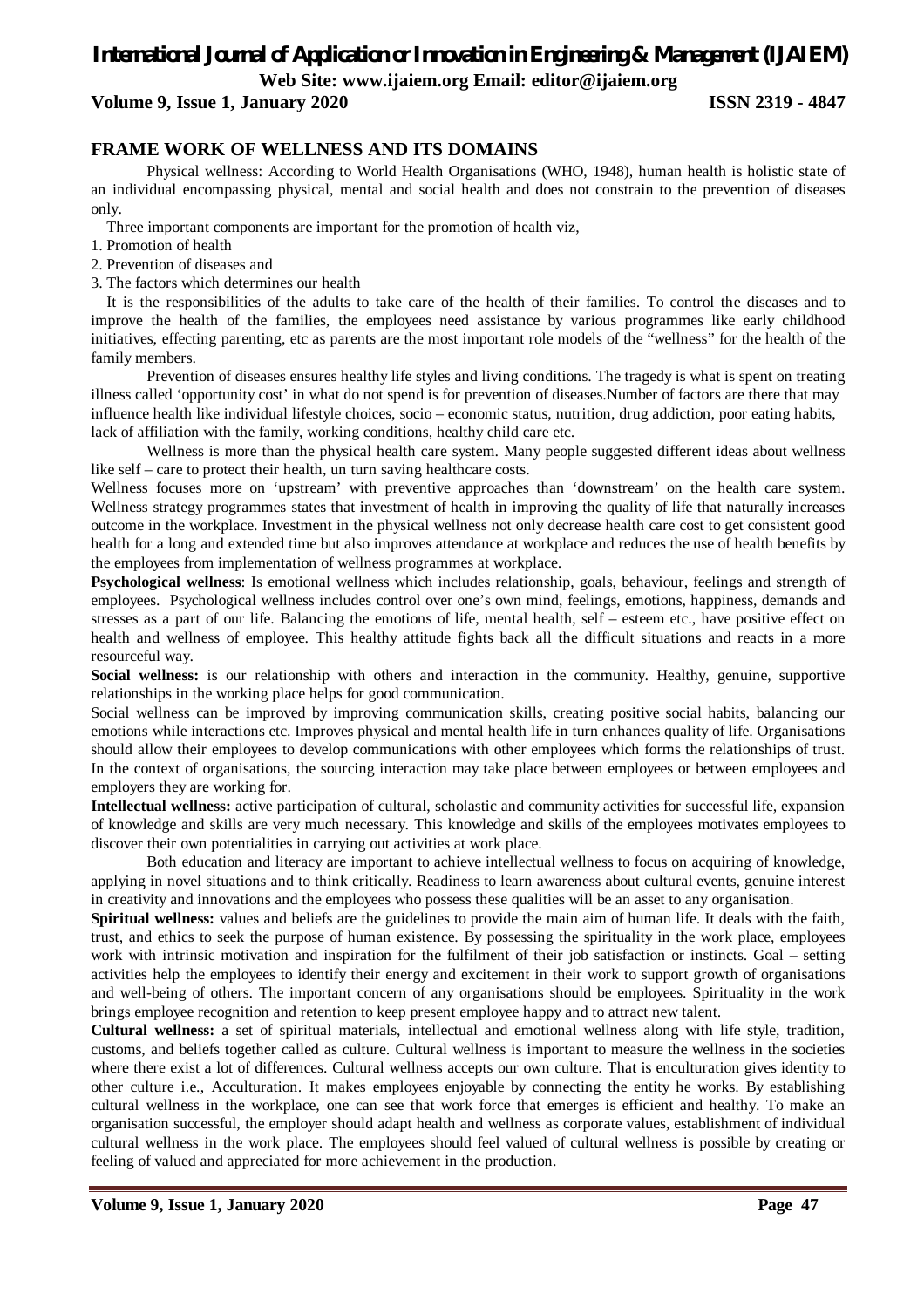## FRAME WORK OF WELLNESS AND ITS DOMAINS

Physical wellness: According to World Health Organisations (WHO, 1948), human health is holistic state of an individual encompassing physical, mental and social health and does not constrain to the prevention of diseases only.

Three important components are important for the promotion of health viz,

1. Promotion of health
2. Prevention of diseases and
3. The factors which determines our health

It is the responsibilities of the adults to take care of the health of their families. To control the diseases and to improve the health of the families, the employees need assistance by various programmes like early childhood initiatives, effecting parenting, etc as parents are the most important role models of the "wellness" for the health of the family members.

Prevention of diseases ensures healthy life styles and living conditions. The tragedy is what is spent on treating illness called 'opportunity cost' in what do not spend is for prevention of diseases.Number of factors are there that may influence health like individual lifestyle choices, socio – economic status, nutrition, drug addiction, poor eating habits, lack of affiliation with the family, working conditions, healthy child care etc.

Wellness is more than the physical health care system. Many people suggested different ideas about wellness like self – care to protect their health, un turn saving healthcare costs.

Wellness focuses more on 'upstream' with preventive approaches than 'downstream' on the health care system. Wellness strategy programmes states that investment of health in improving the quality of life that naturally increases outcome in the workplace. Investment in the physical wellness not only decrease health care cost to get consistent good health for a long and extended time but also improves attendance at workplace and reduces the use of health benefits by the employees from implementation of wellness programmes at workplace.

**Psychological wellness**: Is emotional wellness which includes relationship, goals, behaviour, feelings and strength of employees. Psychological wellness includes control over one's own mind, feelings, emotions, happiness, demands and stresses as a part of our life. Balancing the emotions of life, mental health, self – esteem etc., have positive effect on health and wellness of employee. This healthy attitude fights back all the difficult situations and reacts in a more resourceful way.

**Social wellness:** is our relationship with others and interaction in the community. Healthy, genuine, supportive relationships in the working place helps for good communication.

Social wellness can be improved by improving communication skills, creating positive social habits, balancing our emotions while interactions etc. Improves physical and mental health life in turn enhances quality of life. Organisations should allow their employees to develop communications with other employees which forms the relationships of trust. In the context of organisations, the sourcing interaction may take place between employees or between employees and employers they are working for.

**Intellectual wellness:** active participation of cultural, scholastic and community activities for successful life, expansion of knowledge and skills are very much necessary. This knowledge and skills of the employees motivates employees to discover their own potentialities in carrying out activities at work place.

Both education and literacy are important to achieve intellectual wellness to focus on acquiring of knowledge, applying in novel situations and to think critically. Readiness to learn awareness about cultural events, genuine interest in creativity and innovations and the employees who possess these qualities will be an asset to any organisation.

**Spiritual wellness:** values and beliefs are the guidelines to provide the main aim of human life. It deals with the faith, trust, and ethics to seek the purpose of human existence. By possessing the spirituality in the work place, employees work with intrinsic motivation and inspiration for the fulfilment of their job satisfaction or instincts. Goal – setting activities help the employees to identify their energy and excitement in their work to support growth of organisations and well-being of others. The important concern of any organisations should be employees. Spirituality in the work brings employee recognition and retention to keep present employee happy and to attract new talent.

**Cultural wellness:** a set of spiritual materials, intellectual and emotional wellness along with life style, tradition, customs, and beliefs together called as culture. Cultural wellness is important to measure the wellness in the societies where there exist a lot of differences. Cultural wellness accepts our own culture. That is enculturation gives identity to other culture i.e., Acculturation. It makes employees enjoyable by connecting the entity he works. By establishing cultural wellness in the workplace, one can see that work force that emerges is efficient and healthy. To make an organisation successful, the employer should adapt health and wellness as corporate values, establishment of individual cultural wellness in the work place. The employees should feel valued of cultural wellness is possible by creating or feeling of valued and appreciated for more achievement in the production.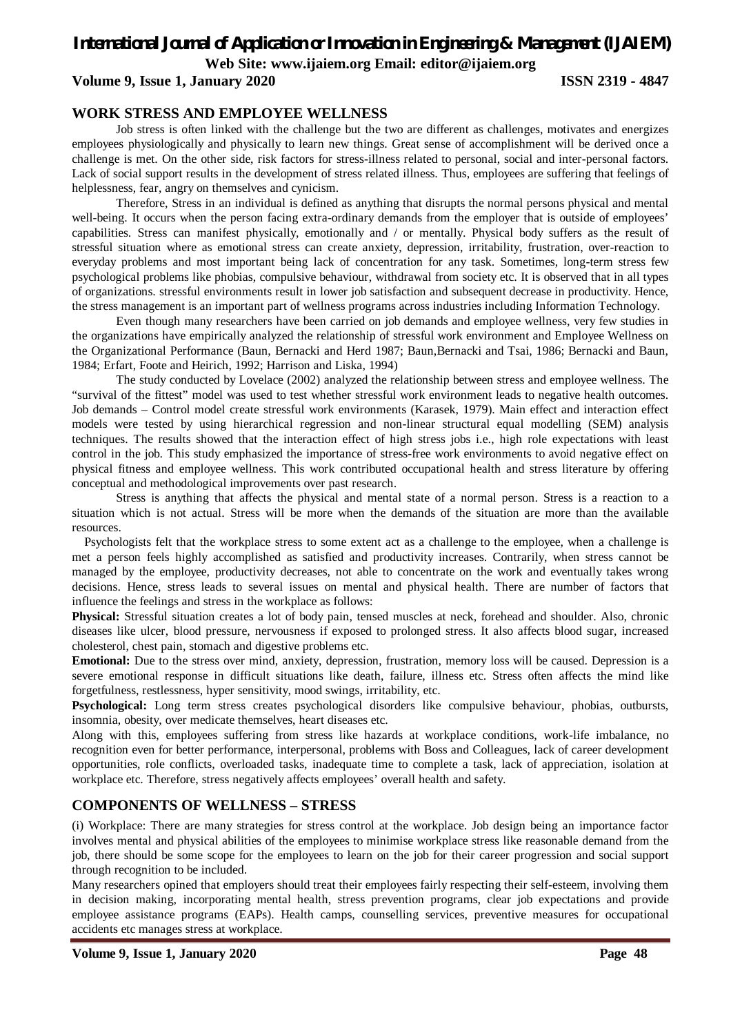## WORK STRESS AND EMPLOYEE WELLNESS

Job stress is often linked with the challenge but the two are different as challenges, motivates and energizes employees physiologically and physically to learn new things. Great sense of accomplishment will be derived once a challenge is met. On the other side, risk factors for stress-illness related to personal, social and inter-personal factors. Lack of social support results in the development of stress related illness. Thus, employees are suffering that feelings of helplessness, fear, angry on themselves and cynicism.

Therefore, Stress in an individual is defined as anything that disrupts the normal persons physical and mental well-being. It occurs when the person facing extra-ordinary demands from the employer that is outside of employees' capabilities. Stress can manifest physically, emotionally and / or mentally. Physical body suffers as the result of stressful situation where as emotional stress can create anxiety, depression, irritability, frustration, over-reaction to everyday problems and most important being lack of concentration for any task. Sometimes, long-term stress few psychological problems like phobias, compulsive behaviour, withdrawal from society etc. It is observed that in all types of organizations. stressful environments result in lower job satisfaction and subsequent decrease in productivity. Hence, the stress management is an important part of wellness programs across industries including Information Technology.

Even though many researchers have been carried on job demands and employee wellness, very few studies in the organizations have empirically analyzed the relationship of stressful work environment and Employee Wellness on the Organizational Performance (Baun, Bernacki and Herd 1987; Baun,Bernacki and Tsai, 1986; Bernacki and Baun, 1984; Erfart, Foote and Heirich, 1992; Harrison and Liska, 1994)

The study conducted by Lovelace (2002) analyzed the relationship between stress and employee wellness. The "survival of the fittest" model was used to test whether stressful work environment leads to negative health outcomes. Job demands – Control model create stressful work environments (Karasek, 1979). Main effect and interaction effect models were tested by using hierarchical regression and non-linear structural equal modelling (SEM) analysis techniques. The results showed that the interaction effect of high stress jobs i.e., high role expectations with least control in the job. This study emphasized the importance of stress-free work environments to avoid negative effect on physical fitness and employee wellness. This work contributed occupational health and stress literature by offering conceptual and methodological improvements over past research.

Stress is anything that affects the physical and mental state of a normal person. Stress is a reaction to a situation which is not actual. Stress will be more when the demands of the situation are more than the available resources.

Psychologists felt that the workplace stress to some extent act as a challenge to the employee, when a challenge is met a person feels highly accomplished as satisfied and productivity increases. Contrarily, when stress cannot be managed by the employee, productivity decreases, not able to concentrate on the work and eventually takes wrong decisions. Hence, stress leads to several issues on mental and physical health. There are number of factors that influence the feelings and stress in the workplace as follows:

**Physical:** Stressful situation creates a lot of body pain, tensed muscles at neck, forehead and shoulder. Also, chronic diseases like ulcer, blood pressure, nervousness if exposed to prolonged stress. It also affects blood sugar, increased cholesterol, chest pain, stomach and digestive problems etc.

**Emotional:** Due to the stress over mind, anxiety, depression, frustration, memory loss will be caused. Depression is a severe emotional response in difficult situations like death, failure, illness etc. Stress often affects the mind like forgetfulness, restlessness, hyper sensitivity, mood swings, irritability, etc.

**Psychological:** Long term stress creates psychological disorders like compulsive behaviour, phobias, outbursts, insomnia, obesity, over medicate themselves, heart diseases etc.

Along with this, employees suffering from stress like hazards at workplace conditions, work-life imbalance, no recognition even for better performance, interpersonal, problems with Boss and Colleagues, lack of career development opportunities, role conflicts, overloaded tasks, inadequate time to complete a task, lack of appreciation, isolation at workplace etc. Therefore, stress negatively affects employees' overall health and safety.

## COMPONENTS OF WELLNESS – STRESS

(i) Workplace: There are many strategies for stress control at the workplace. Job design being an importance factor involves mental and physical abilities of the employees to minimise workplace stress like reasonable demand from the job, there should be some scope for the employees to learn on the job for their career progression and social support through recognition to be included.

Many researchers opined that employers should treat their employees fairly respecting their self-esteem, involving them in decision making, incorporating mental health, stress prevention programs, clear job expectations and provide employee assistance programs (EAPs). Health camps, counselling services, preventive measures for occupational accidents etc manages stress at workplace.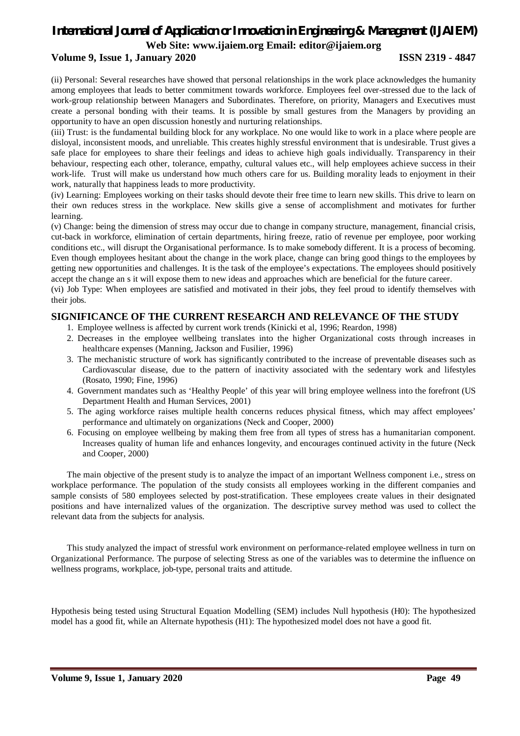(ii) Personal: Several researches have showed that personal relationships in the work place acknowledges the humanity among employees that leads to better commitment towards workforce. Employees feel over-stressed due to the lack of work-group relationship between Managers and Subordinates. Therefore, on priority, Managers and Executives must create a personal bonding with their teams. It is possible by small gestures from the Managers by providing an opportunity to have an open discussion honestly and nurturing relationships.

(iii) Trust: is the fundamental building block for any workplace. No one would like to work in a place where people are disloyal, inconsistent moods, and unreliable. This creates highly stressful environment that is undesirable. Trust gives a safe place for employees to share their feelings and ideas to achieve high goals individually. Transparency in their behaviour, respecting each other, tolerance, empathy, cultural values etc., will help employees achieve success in their work-life. Trust will make us understand how much others care for us. Building morality leads to enjoyment in their work, naturally that happiness leads to more productivity.

(iv) Learning: Employees working on their tasks should devote their free time to learn new skills. This drive to learn on their own reduces stress in the workplace. New skills give a sense of accomplishment and motivates for further learning.

(v) Change: being the dimension of stress may occur due to change in company structure, management, financial crisis, cut-back in workforce, elimination of certain departments, hiring freeze, ratio of revenue per employee, poor working conditions etc., will disrupt the Organisational performance. Is to make somebody different. It is a process of becoming. Even though employees hesitant about the change in the work place, change can bring good things to the employees by getting new opportunities and challenges. It is the task of the employee's expectations. The employees should positively accept the change an s it will expose them to new ideas and approaches which are beneficial for the future career.

(vi) Job Type: When employees are satisfied and motivated in their jobs, they feel proud to identify themselves with their jobs.

## SIGNIFICANCE OF THE CURRENT RESEARCH AND RELEVANCE OF THE STUDY

1. Employee wellness is affected by current work trends (Kinicki et al, 1996; Reardon, 1998)
2. Decreases in the employee wellbeing translates into the higher Organizational costs through increases in healthcare expenses (Manning, Jackson and Fusilier, 1996)
3. The mechanistic structure of work has significantly contributed to the increase of preventable diseases such as Cardiovascular disease, due to the pattern of inactivity associated with the sedentary work and lifestyles (Rosato, 1990; Fine, 1996)
4. Government mandates such as 'Healthy People' of this year will bring employee wellness into the forefront (US Department Health and Human Services, 2001)
5. The aging workforce raises multiple health concerns reduces physical fitness, which may affect employees' performance and ultimately on organizations (Neck and Cooper, 2000)
6. Focusing on employee wellbeing by making them free from all types of stress has a humanitarian component. Increases quality of human life and enhances longevity, and encourages continued activity in the future (Neck and Cooper, 2000)

The main objective of the present study is to analyze the impact of an important Wellness component i.e., stress on workplace performance. The population of the study consists all employees working in the different companies and sample consists of 580 employees selected by post-stratification. These employees create values in their designated positions and have internalized values of the organization. The descriptive survey method was used to collect the relevant data from the subjects for analysis.

This study analyzed the impact of stressful work environment on performance-related employee wellness in turn on Organizational Performance. The purpose of selecting Stress as one of the variables was to determine the influence on wellness programs, workplace, job-type, personal traits and attitude.

Hypothesis being tested using Structural Equation Modelling (SEM) includes Null hypothesis (H0): The hypothesized model has a good fit, while an Alternate hypothesis (H1): The hypothesized model does not have a good fit.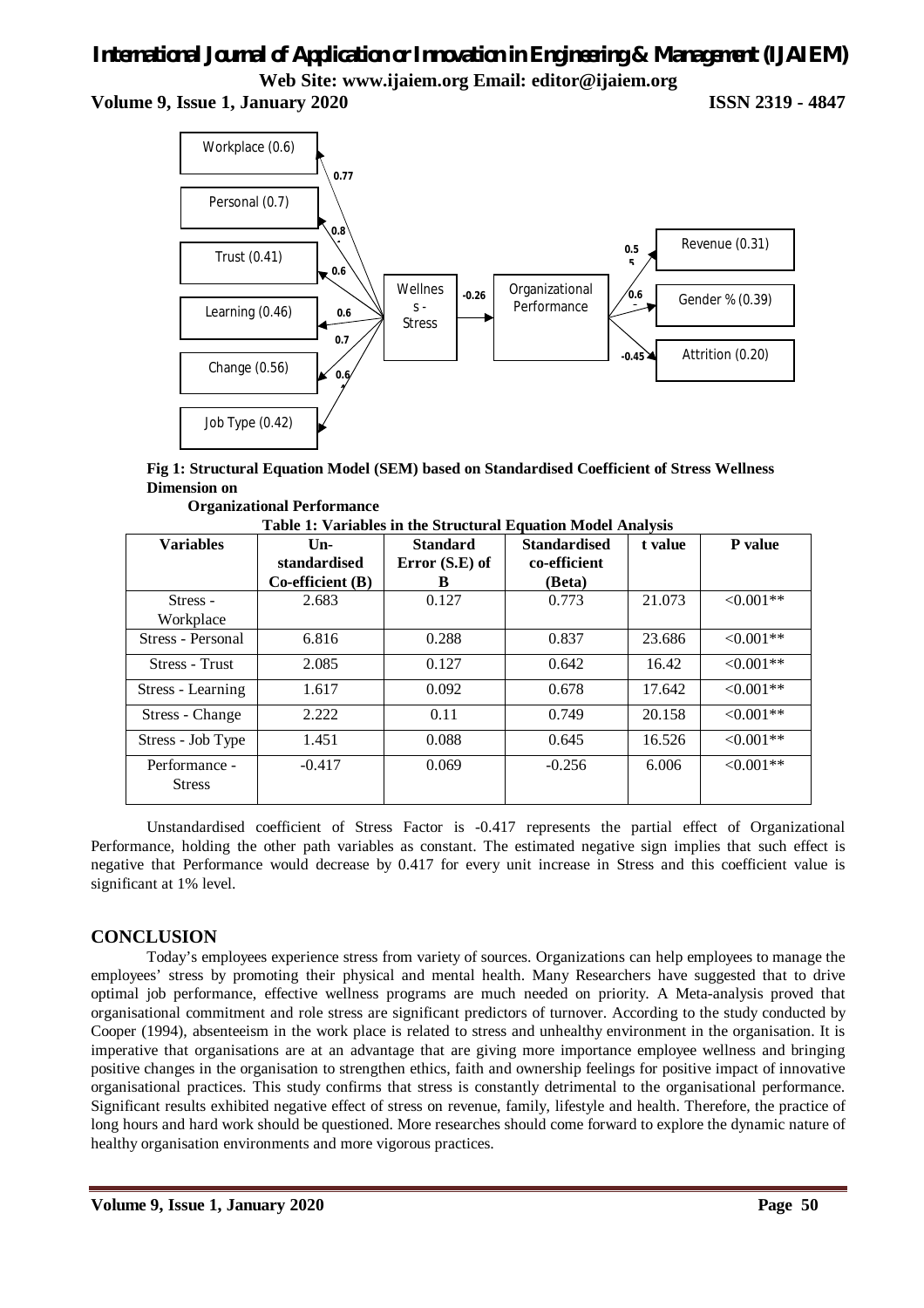Fig 1: Structural Equation Model (SEM) based on Standardised Coefficient of Stress Wellness Dimension on Organizational Performance

**Table 1: Variables in the Structural Equation Model Analysis**

| Variables | Un-standardised Co-efficient (B) | Standard Error (S.E) of B | Standardised co-efficient (Beta) | t value | P value |
|---|---|---|---|---|---|
| Stress - Workplace | 2.683 | 0.127 | 0.773 | 21.073 | <0.001** |
| Stress - Personal | 6.816 | 0.288 | 0.837 | 23.686 | <0.001** |
| Stress - Trust | 2.085 | 0.127 | 0.642 | 16.42 | <0.001** |
| Stress - Learning | 1.617 | 0.092 | 0.678 | 17.642 | <0.001** |
| Stress - Change | 2.222 | 0.11 | 0.749 | 20.158 | <0.001** |
| Stress - Job Type | 1.451 | 0.088 | 0.645 | 16.526 | <0.001** |
| Performance - Stress | -0.417 | 0.069 | -0.256 | 6.006 | <0.001** |

Unstandardised coefficient of Stress Factor is -0.417 represents the partial effect of Organizational Performance, holding the other path variables as constant. The estimated negative sign implies that such effect is negative that Performance would decrease by 0.417 for every unit increase in Stress and this coefficient value is significant at 1% level.

## CONCLUSION

Today's employees experience stress from variety of sources. Organizations can help employees to manage the employees' stress by promoting their physical and mental health. Many Researchers have suggested that to drive optimal job performance, effective wellness programs are much needed on priority. A Meta-analysis proved that organisational commitment and role stress are significant predictors of turnover. According to the study conducted by Cooper (1994), absenteeism in the work place is related to stress and unhealthy environment in the organisation. It is imperative that organisations are at an advantage that are giving more importance employee wellness and bringing positive changes in the organisation to strengthen ethics, faith and ownership feelings for positive impact of innovative organisational practices. This study confirms that stress is constantly detrimental to the organisational performance. Significant results exhibited negative effect of stress on revenue, family, lifestyle and health. Therefore, the practice of long hours and hard work should be questioned. More researches should come forward to explore the dynamic nature of healthy organisation environments and more vigorous practices.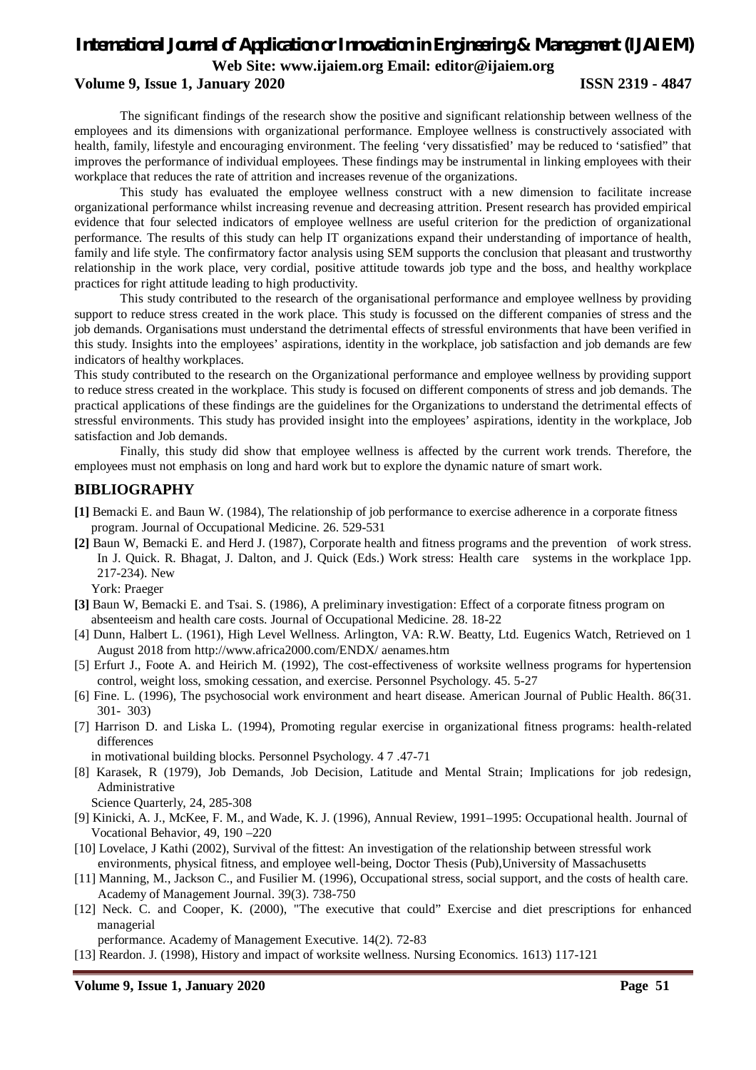The significant findings of the research show the positive and significant relationship between wellness of the employees and its dimensions with organizational performance. Employee wellness is constructively associated with health, family, lifestyle and encouraging environment. The feeling 'very dissatisfied' may be reduced to 'satisfied" that improves the performance of individual employees. These findings may be instrumental in linking employees with their workplace that reduces the rate of attrition and increases revenue of the organizations.

This study has evaluated the employee wellness construct with a new dimension to facilitate increase organizational performance whilst increasing revenue and decreasing attrition. Present research has provided empirical evidence that four selected indicators of employee wellness are useful criterion for the prediction of organizational performance. The results of this study can help IT organizations expand their understanding of importance of health, family and life style. The confirmatory factor analysis using SEM supports the conclusion that pleasant and trustworthy relationship in the work place, very cordial, positive attitude towards job type and the boss, and healthy workplace practices for right attitude leading to high productivity.

This study contributed to the research of the organisational performance and employee wellness by providing support to reduce stress created in the work place. This study is focussed on the different companies of stress and the job demands. Organisations must understand the detrimental effects of stressful environments that have been verified in this study. Insights into the employees' aspirations, identity in the workplace, job satisfaction and job demands are few indicators of healthy workplaces.

This study contributed to the research on the Organizational performance and employee wellness by providing support to reduce stress created in the workplace. This study is focused on different components of stress and job demands. The practical applications of these findings are the guidelines for the Organizations to understand the detrimental effects of stressful environments. This study has provided insight into the employees' aspirations, identity in the workplace, Job satisfaction and Job demands.

Finally, this study did show that employee wellness is affected by the current work trends. Therefore, the employees must not emphasis on long and hard work but to explore the dynamic nature of smart work.

## BIBLIOGRAPHY

**[1]** Bemacki E. and Baun W. (1984), The relationship of job performance to exercise adherence in a corporate fitness program. Journal of Occupational Medicine. 26. 529-531

**[2]** Baun W, Bemacki E. and Herd J. (1987), Corporate health and fitness programs and the prevention of work stress. In J. Quick. R. Bhagat, J. Dalton, and J. Quick (Eds.) Work stress: Health care systems in the workplace 1pp. 217-234). New York: Praeger

**[3]** Baun W, Bemacki E. and Tsai. S. (1986), A preliminary investigation: Effect of a corporate fitness program on absenteeism and health care costs. Journal of Occupational Medicine. 28. 18-22

[4] Dunn, Halbert L. (1961), High Level Wellness. Arlington, VA: R.W. Beatty, Ltd. Eugenics Watch, Retrieved on 1 August 2018 from http://www.africa2000.com/ENDX/ aenames.htm

[5] Erfurt J., Foote A. and Heirich M. (1992), The cost-effectiveness of worksite wellness programs for hypertension control, weight loss, smoking cessation, and exercise. Personnel Psychology. 45. 5-27

[6] Fine. L. (1996), The psychosocial work environment and heart disease. American Journal of Public Health. 86(31. 301- 303)

[7] Harrison D. and Liska L. (1994), Promoting regular exercise in organizational fitness programs: health-related differences in motivational building blocks. Personnel Psychology. 4 7 .47-71

[8] Karasek, R (1979), Job Demands, Job Decision, Latitude and Mental Strain; Implications for job redesign, Administrative Science Quarterly, 24, 285-308

[9] Kinicki, A. J., McKee, F. M., and Wade, K. J. (1996), Annual Review, 1991–1995: Occupational health. Journal of Vocational Behavior, 49, 190 –220

[10] Lovelace, J Kathi (2002), Survival of the fittest: An investigation of the relationship between stressful work environments, physical fitness, and employee well-being, Doctor Thesis (Pub),University of Massachusetts

[11] Manning, M., Jackson C., and Fusilier M. (1996), Occupational stress, social support, and the costs of health care. Academy of Management Journal. 39(3). 738-750

[12] Neck. C. and Cooper, K. (2000), "The executive that could" Exercise and diet prescriptions for enhanced managerial performance. Academy of Management Executive. 14(2). 72-83

[13] Reardon. J. (1998), History and impact of worksite wellness. Nursing Economics. 1613) 117-121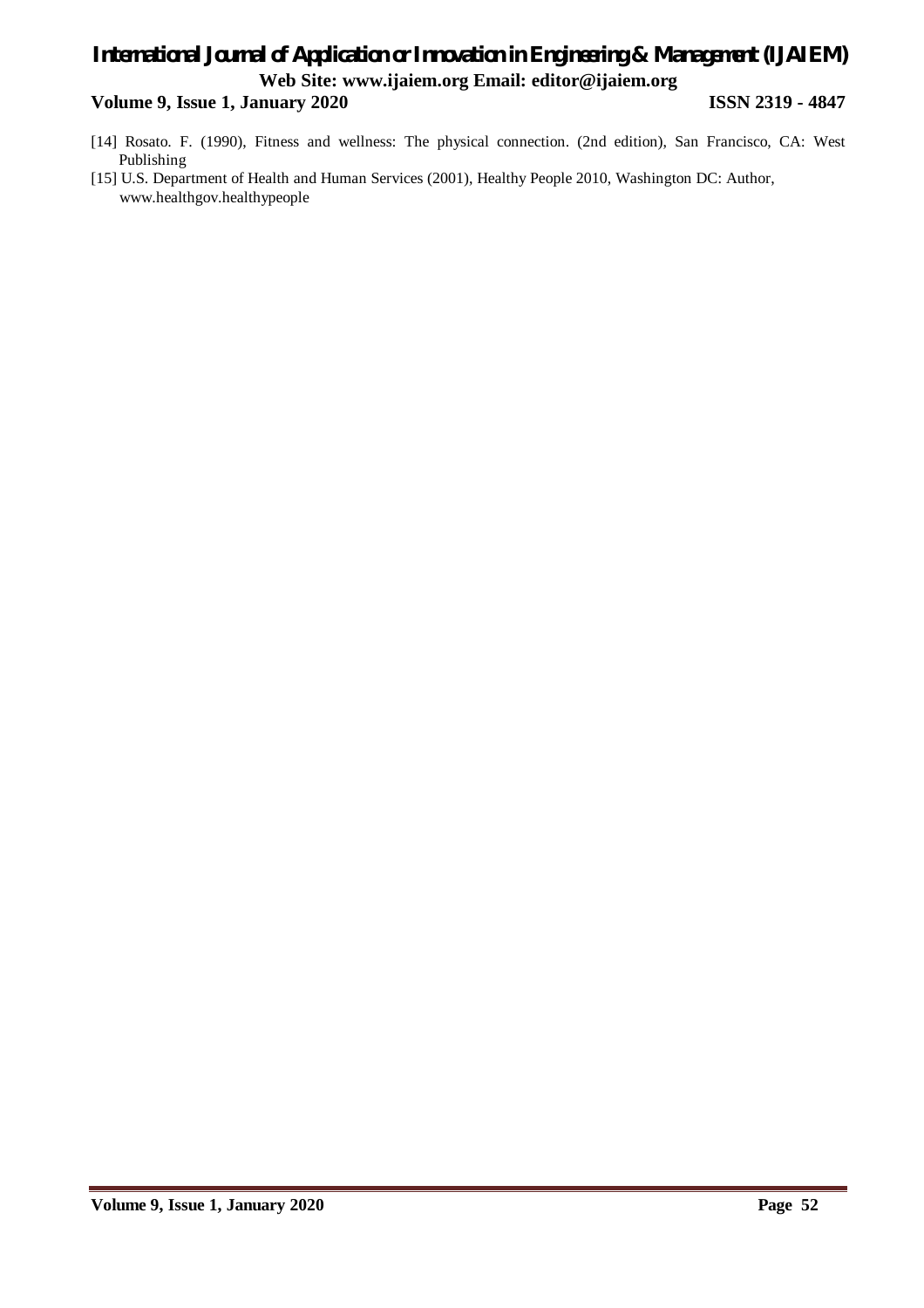[14] Rosato. F. (1990), Fitness and wellness: The physical connection. (2nd edition), San Francisco, CA: West Publishing

[15] U.S. Department of Health and Human Services (2001), Healthy People 2010, Washington DC: Author, www.healthgov.healthypeople